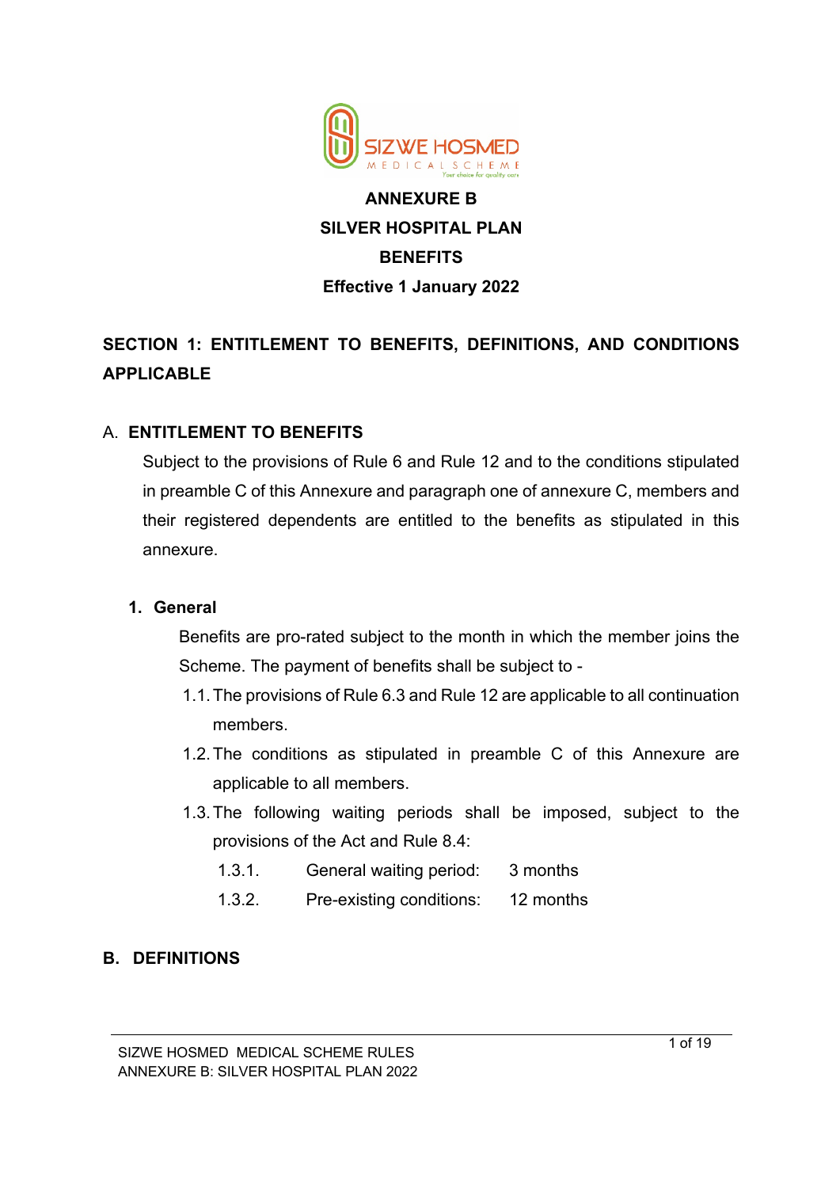# ANNEXURE B
# SILVER HOSPITAL PLAN
# BENEFITS
# Effective 1 January 2022

## SECTION 1: ENTITLEMENT TO BENEFITS, DEFINITIONS, AND CONDITIONS APPLICABLE

### A. ENTITLEMENT TO BENEFITS

Subject to the provisions of Rule 6 and Rule 12 and to the conditions stipulated in preamble C of this Annexure and paragraph one of annexure C, members and their registered dependents are entitled to the benefits as stipulated in this annexure.

#### 1. General

Benefits are pro-rated subject to the month in which the member joins the Scheme. The payment of benefits shall be subject to -

1.1. The provisions of Rule 6.3 and Rule 12 are applicable to all continuation members.

1.2. The conditions as stipulated in preamble C of this Annexure are applicable to all members.

1.3. The following waiting periods shall be imposed, subject to the provisions of the Act and Rule 8.4:

| | | |
|---|---|---|
| 1.3.1. | General waiting period: | 3 months |
| 1.3.2. | Pre-existing conditions: | 12 months |

### B. DEFINITIONS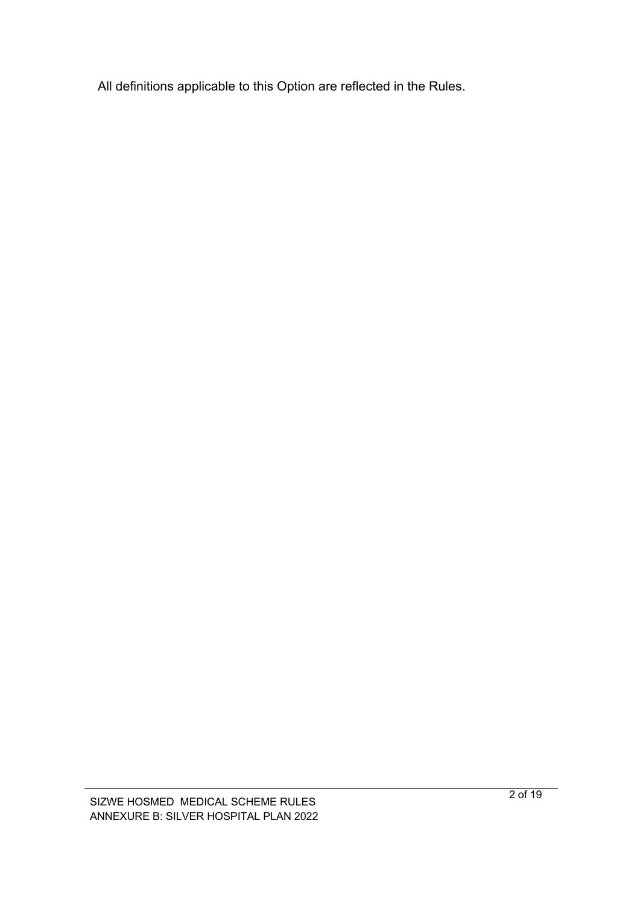All definitions applicable to this Option are reflected in the Rules.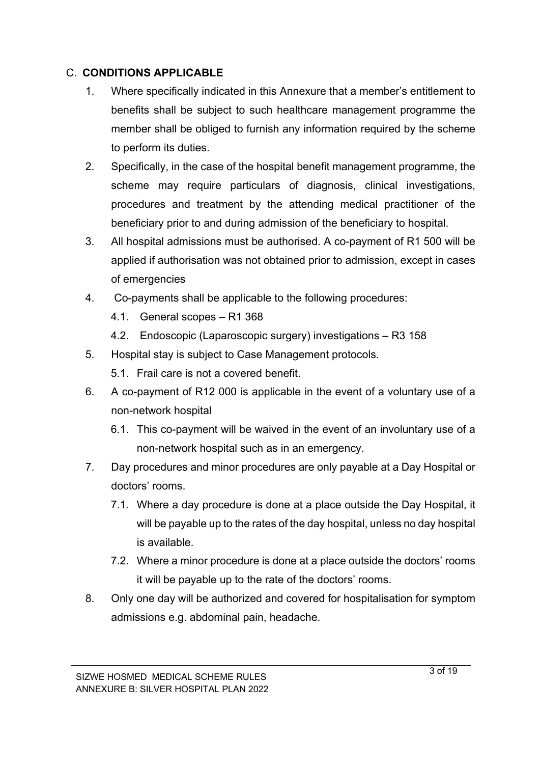## C. **CONDITIONS APPLICABLE**

1. Where specifically indicated in this Annexure that a member's entitlement to benefits shall be subject to such healthcare management programme the member shall be obliged to furnish any information required by the scheme to perform its duties.
2. Specifically, in the case of the hospital benefit management programme, the scheme may require particulars of diagnosis, clinical investigations, procedures and treatment by the attending medical practitioner of the beneficiary prior to and during admission of the beneficiary to hospital.
3. All hospital admissions must be authorised. A co-payment of R1 500 will be applied if authorisation was not obtained prior to admission, except in cases of emergencies
4. Co-payments shall be applicable to the following procedures:
   - 4.1. General scopes – R1 368
   - 4.2. Endoscopic (Laparoscopic surgery) investigations – R3 158
5. Hospital stay is subject to Case Management protocols.
   - 5.1. Frail care is not a covered benefit.
6. A co-payment of R12 000 is applicable in the event of a voluntary use of a non-network hospital
   - 6.1. This co-payment will be waived in the event of an involuntary use of a non-network hospital such as in an emergency.
7. Day procedures and minor procedures are only payable at a Day Hospital or doctors' rooms.
   - 7.1. Where a day procedure is done at a place outside the Day Hospital, it will be payable up to the rates of the day hospital, unless no day hospital is available.
   - 7.2. Where a minor procedure is done at a place outside the doctors' rooms it will be payable up to the rate of the doctors' rooms.
8. Only one day will be authorized and covered for hospitalisation for symptom admissions e.g. abdominal pain, headache.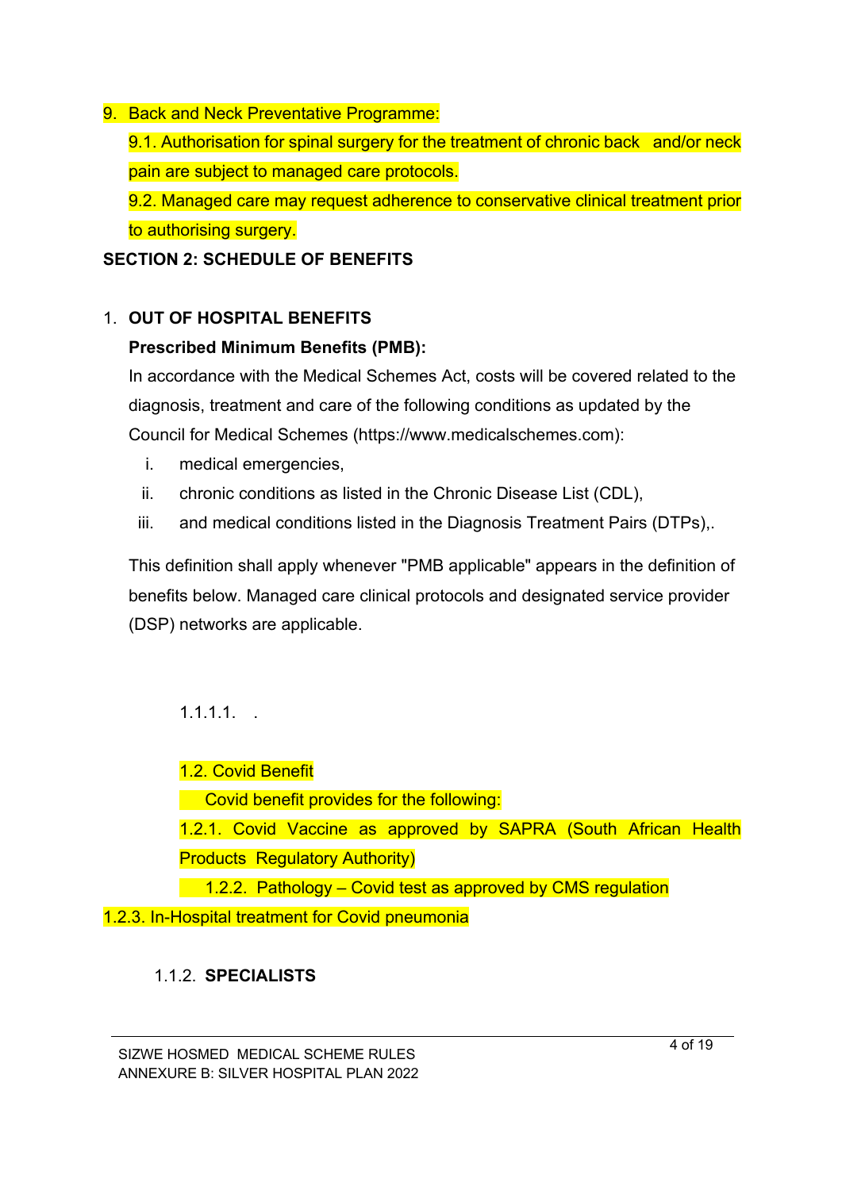9. Back and Neck Preventative Programme:

   9.1. Authorisation for spinal surgery for the treatment of chronic back and/or neck pain are subject to managed care protocols.

   9.2. Managed care may request adherence to conservative clinical treatment prior to authorising surgery.

## SECTION 2: SCHEDULE OF BENEFITS

1. **OUT OF HOSPITAL BENEFITS**

   **Prescribed Minimum Benefits (PMB):**

   In accordance with the Medical Schemes Act, costs will be covered related to the diagnosis, treatment and care of the following conditions as updated by the Council for Medical Schemes (https://www.medicalschemes.com):

   i. medical emergencies,
   ii. chronic conditions as listed in the Chronic Disease List (CDL),
   iii. and medical conditions listed in the Diagnosis Treatment Pairs (DTPs),.

   This definition shall apply whenever "PMB applicable" appears in the definition of benefits below. Managed care clinical protocols and designated service provider (DSP) networks are applicable.

1.1.1.1. .

1.2. Covid Benefit

Covid benefit provides for the following:

1.2.1. Covid Vaccine as approved by SAPRA (South African Health Products Regulatory Authority)

1.2.2. Pathology – Covid test as approved by CMS regulation

1.2.3. In-Hospital treatment for Covid pneumonia

1.1.2. **SPECIALISTS**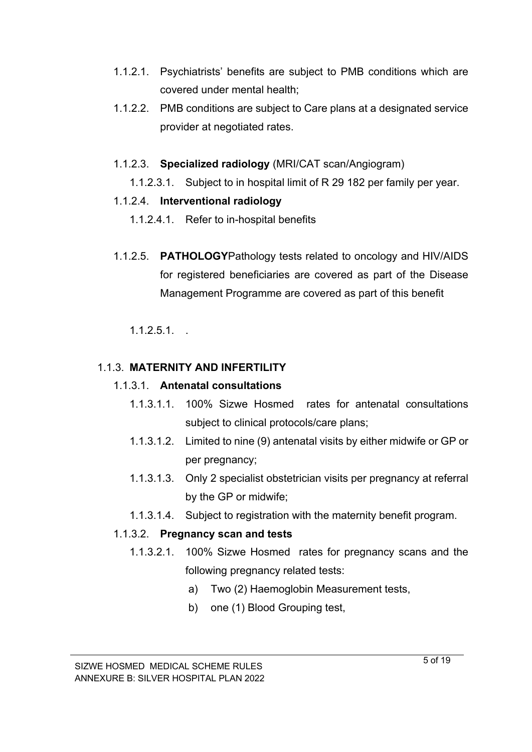1.1.2.1. Psychiatrists' benefits are subject to PMB conditions which are covered under mental health;

1.1.2.2. PMB conditions are subject to Care plans at a designated service provider at negotiated rates.

1.1.2.3. **Specialized radiology** (MRI/CAT scan/Angiogram)

1.1.2.3.1. Subject to in hospital limit of R 29 182 per family per year.

1.1.2.4. **Interventional radiology**

1.1.2.4.1. Refer to in-hospital benefits

1.1.2.5. **PATHOLOGY**Pathology tests related to oncology and HIV/AIDS for registered beneficiaries are covered as part of the Disease Management Programme are covered as part of this benefit

1.1.2.5.1. .

1.1.3. **MATERNITY AND INFERTILITY**

1.1.3.1. **Antenatal consultations**

1.1.3.1.1. 100% Sizwe Hosmed rates for antenatal consultations subject to clinical protocols/care plans;

1.1.3.1.2. Limited to nine (9) antenatal visits by either midwife or GP or per pregnancy;

1.1.3.1.3. Only 2 specialist obstetrician visits per pregnancy at referral by the GP or midwife;

1.1.3.1.4. Subject to registration with the maternity benefit program.

1.1.3.2. **Pregnancy scan and tests**

1.1.3.2.1. 100% Sizwe Hosmed rates for pregnancy scans and the following pregnancy related tests:

a) Two (2) Haemoglobin Measurement tests,

b) one (1) Blood Grouping test,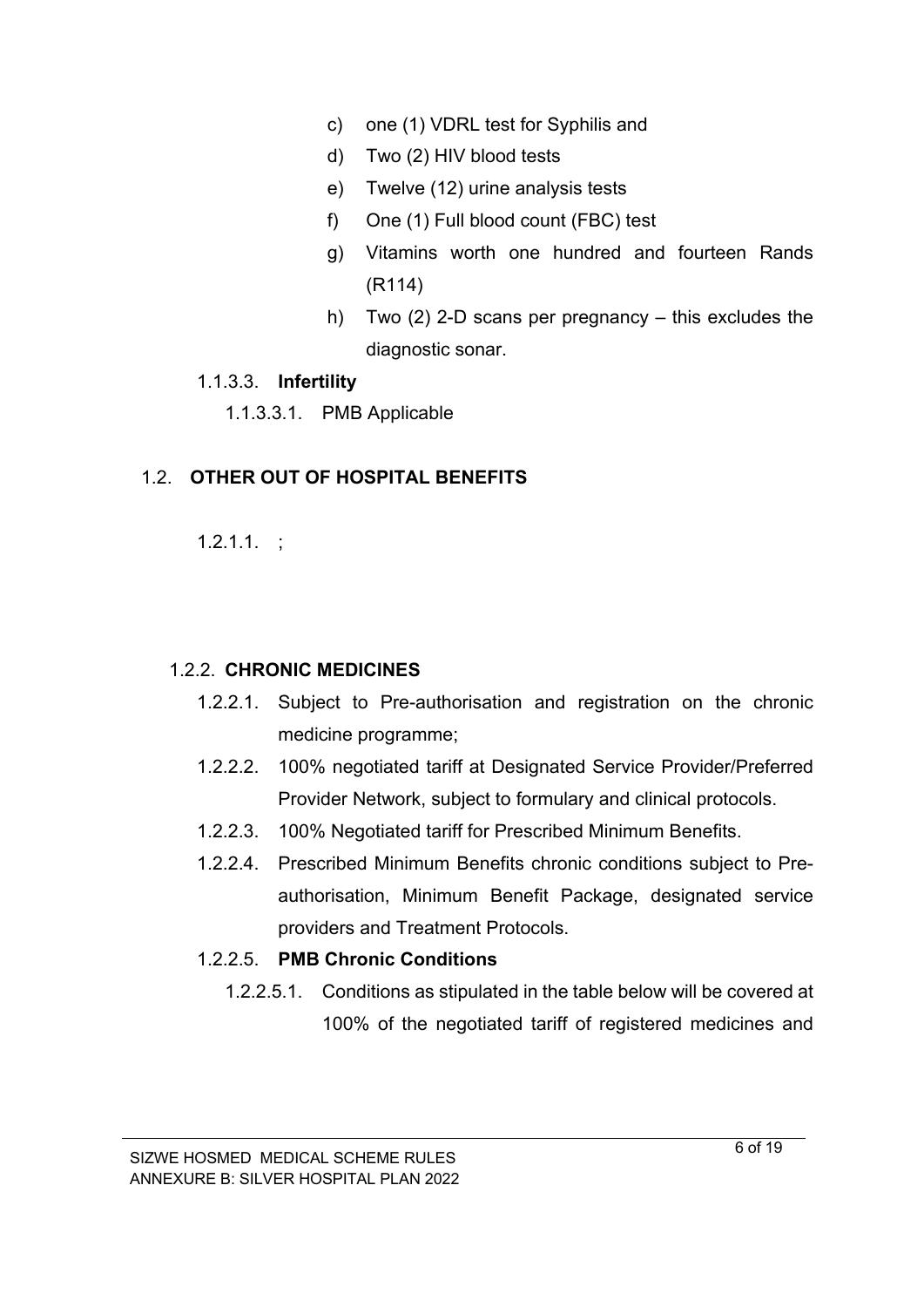c) one (1) VDRL test for Syphilis and

d) Two (2) HIV blood tests

e) Twelve (12) urine analysis tests

f) One (1) Full blood count (FBC) test

g) Vitamins worth one hundred and fourteen Rands (R114)

h) Two (2) 2-D scans per pregnancy – this excludes the diagnostic sonar.

1.1.3.3. **Infertility**

1.1.3.3.1. PMB Applicable

## 1.2. OTHER OUT OF HOSPITAL BENEFITS

1.2.1.1. ;

### 1.2.2. CHRONIC MEDICINES

1.2.2.1. Subject to Pre-authorisation and registration on the chronic medicine programme;

1.2.2.2. 100% negotiated tariff at Designated Service Provider/Preferred Provider Network, subject to formulary and clinical protocols.

1.2.2.3. 100% Negotiated tariff for Prescribed Minimum Benefits.

1.2.2.4. Prescribed Minimum Benefits chronic conditions subject to Pre-authorisation, Minimum Benefit Package, designated service providers and Treatment Protocols.

1.2.2.5. **PMB Chronic Conditions**

1.2.2.5.1. Conditions as stipulated in the table below will be covered at 100% of the negotiated tariff of registered medicines and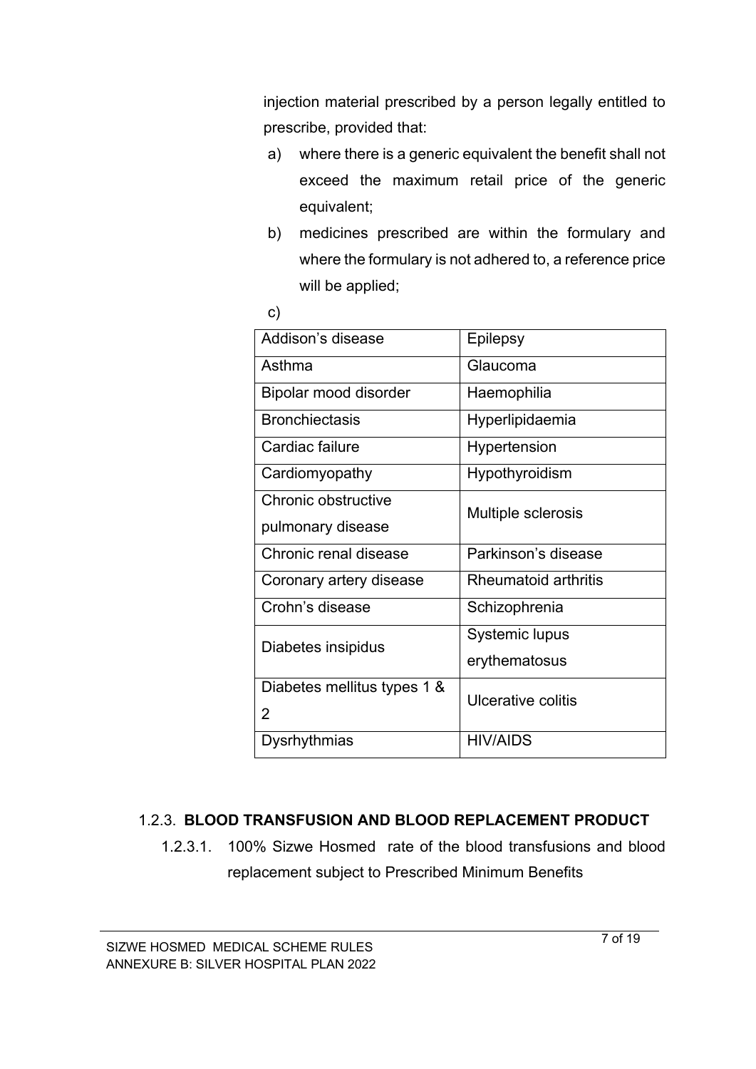injection material prescribed by a person legally entitled to prescribe, provided that:

a) where there is a generic equivalent the benefit shall not exceed the maximum retail price of the generic equivalent;

b) medicines prescribed are within the formulary and where the formulary is not adhered to, a reference price will be applied;

c)

| Addison's disease | Epilepsy |
|---|---|
| Asthma | Glaucoma |
| Bipolar mood disorder | Haemophilia |
| Bronchiectasis | Hyperlipidaemia |
| Cardiac failure | Hypertension |
| Cardiomyopathy | Hypothyroidism |
| Chronic obstructive pulmonary disease | Multiple sclerosis |
| Chronic renal disease | Parkinson's disease |
| Coronary artery disease | Rheumatoid arthritis |
| Crohn's disease | Schizophrenia |
| Diabetes insipidus | Systemic lupus erythematosus |
| Diabetes mellitus types 1 & 2 | Ulcerative colitis |
| Dysrhythmias | HIV/AIDS |

### 1.2.3. BLOOD TRANSFUSION AND BLOOD REPLACEMENT PRODUCT

1.2.3.1. 100% Sizwe Hosmed rate of the blood transfusions and blood replacement subject to Prescribed Minimum Benefits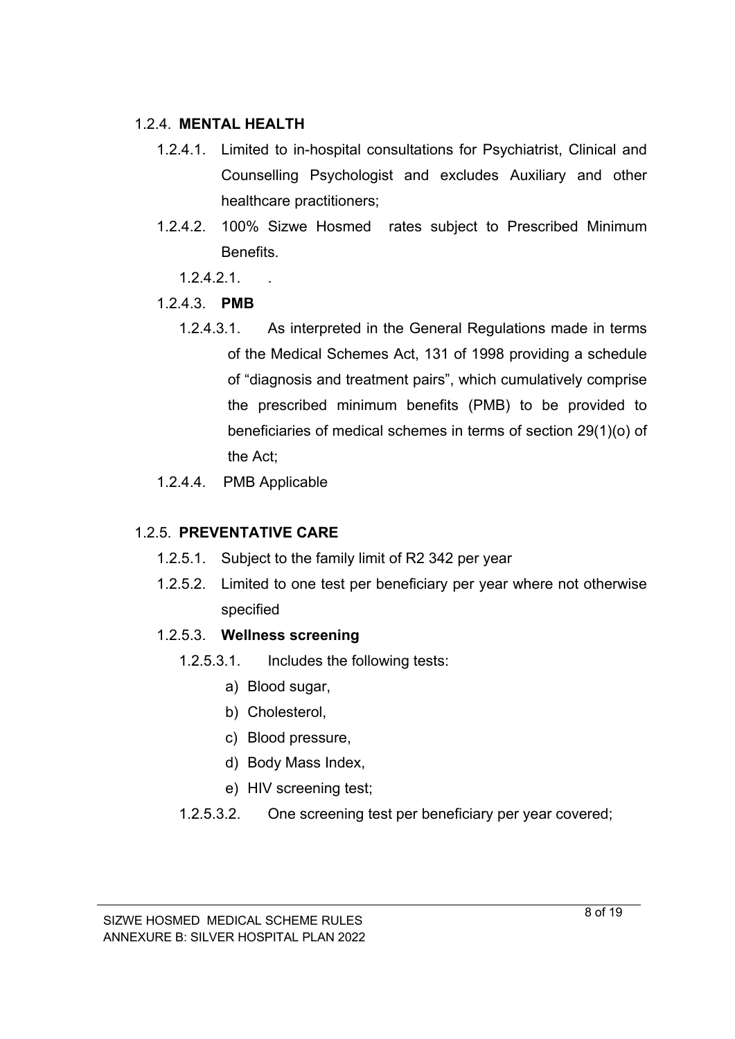1.2.4. **MENTAL HEALTH**

1.2.4.1. Limited to in-hospital consultations for Psychiatrist, Clinical and Counselling Psychologist and excludes Auxiliary and other healthcare practitioners;

1.2.4.2. 100% Sizwe Hosmed rates subject to Prescribed Minimum Benefits.

1.2.4.2.1. .

1.2.4.3. **PMB**

1.2.4.3.1. As interpreted in the General Regulations made in terms of the Medical Schemes Act, 131 of 1998 providing a schedule of "diagnosis and treatment pairs", which cumulatively comprise the prescribed minimum benefits (PMB) to be provided to beneficiaries of medical schemes in terms of section 29(1)(o) of the Act;

1.2.4.4. PMB Applicable

1.2.5. **PREVENTATIVE CARE**

1.2.5.1. Subject to the family limit of R2 342 per year

1.2.5.2. Limited to one test per beneficiary per year where not otherwise specified

1.2.5.3. **Wellness screening**

1.2.5.3.1. Includes the following tests:

a) Blood sugar,
b) Cholesterol,
c) Blood pressure,
d) Body Mass Index,
e) HIV screening test;

1.2.5.3.2. One screening test per beneficiary per year covered;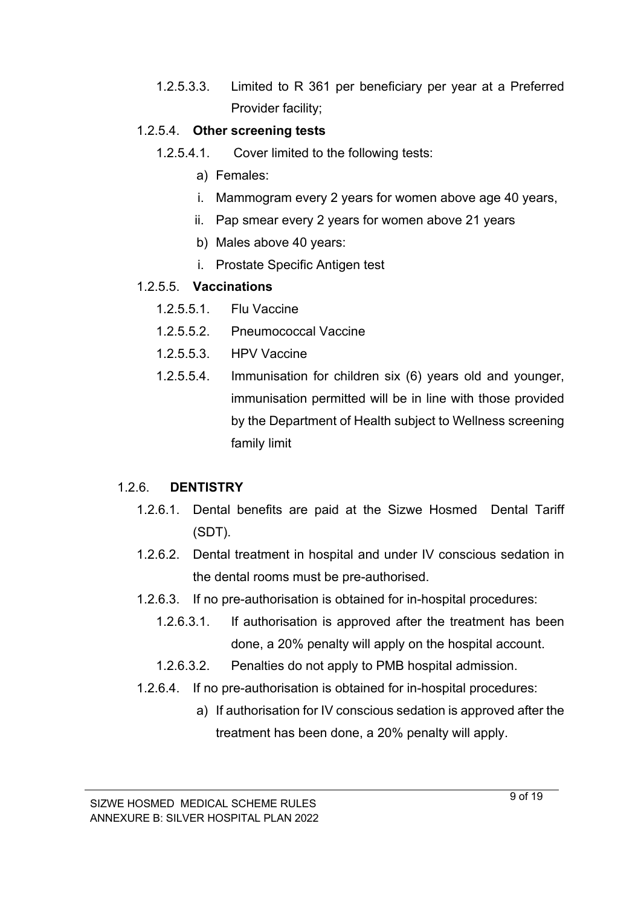1.2.5.3.3. Limited to R 361 per beneficiary per year at a Preferred Provider facility;

1.2.5.4. **Other screening tests**

1.2.5.4.1. Cover limited to the following tests:

a) Females:

i. Mammogram every 2 years for women above age 40 years,

ii. Pap smear every 2 years for women above 21 years

b) Males above 40 years:

i. Prostate Specific Antigen test

1.2.5.5. **Vaccinations**

1.2.5.5.1. Flu Vaccine

1.2.5.5.2. Pneumococcal Vaccine

1.2.5.5.3. HPV Vaccine

1.2.5.5.4. Immunisation for children six (6) years old and younger, immunisation permitted will be in line with those provided by the Department of Health subject to Wellness screening family limit

1.2.6. **DENTISTRY**

1.2.6.1. Dental benefits are paid at the Sizwe Hosmed Dental Tariff (SDT).

1.2.6.2. Dental treatment in hospital and under IV conscious sedation in the dental rooms must be pre-authorised.

1.2.6.3. If no pre-authorisation is obtained for in-hospital procedures:

1.2.6.3.1. If authorisation is approved after the treatment has been done, a 20% penalty will apply on the hospital account.

1.2.6.3.2. Penalties do not apply to PMB hospital admission.

1.2.6.4. If no pre-authorisation is obtained for in-hospital procedures:

a) If authorisation for IV conscious sedation is approved after the treatment has been done, a 20% penalty will apply.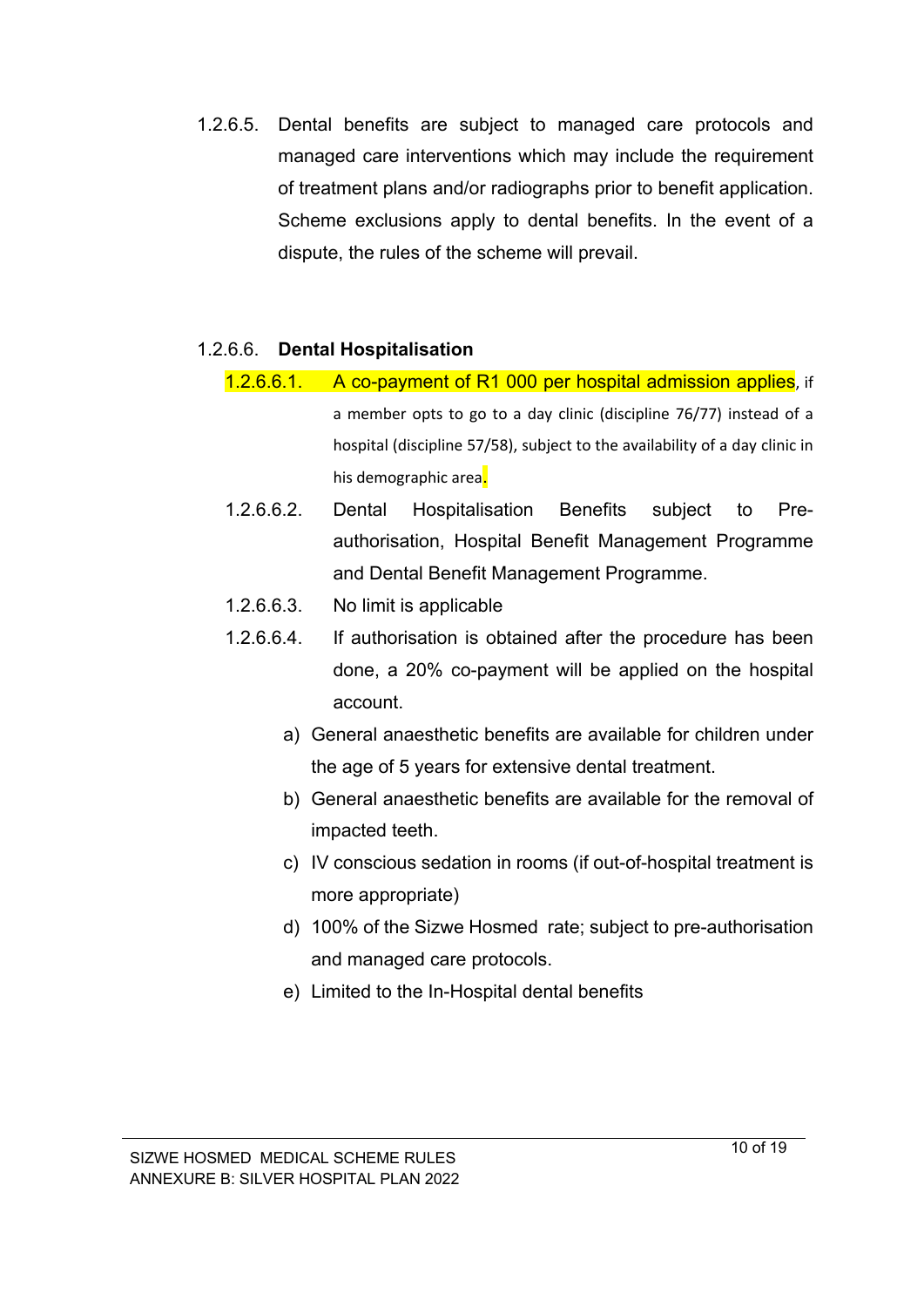1.2.6.5. Dental benefits are subject to managed care protocols and managed care interventions which may include the requirement of treatment plans and/or radiographs prior to benefit application. Scheme exclusions apply to dental benefits. In the event of a dispute, the rules of the scheme will prevail.

1.2.6.6. **Dental Hospitalisation**

1.2.6.6.1. A co-payment of R1 000 per hospital admission applies, if a member opts to go to a day clinic (discipline 76/77) instead of a hospital (discipline 57/58), subject to the availability of a day clinic in his demographic area.

1.2.6.6.2. Dental Hospitalisation Benefits subject to Pre-authorisation, Hospital Benefit Management Programme and Dental Benefit Management Programme.

1.2.6.6.3. No limit is applicable

1.2.6.6.4. If authorisation is obtained after the procedure has been done, a 20% co-payment will be applied on the hospital account.

a) General anaesthetic benefits are available for children under the age of 5 years for extensive dental treatment.

b) General anaesthetic benefits are available for the removal of impacted teeth.

c) IV conscious sedation in rooms (if out-of-hospital treatment is more appropriate)

d) 100% of the Sizwe Hosmed rate; subject to pre-authorisation and managed care protocols.

e) Limited to the In-Hospital dental benefits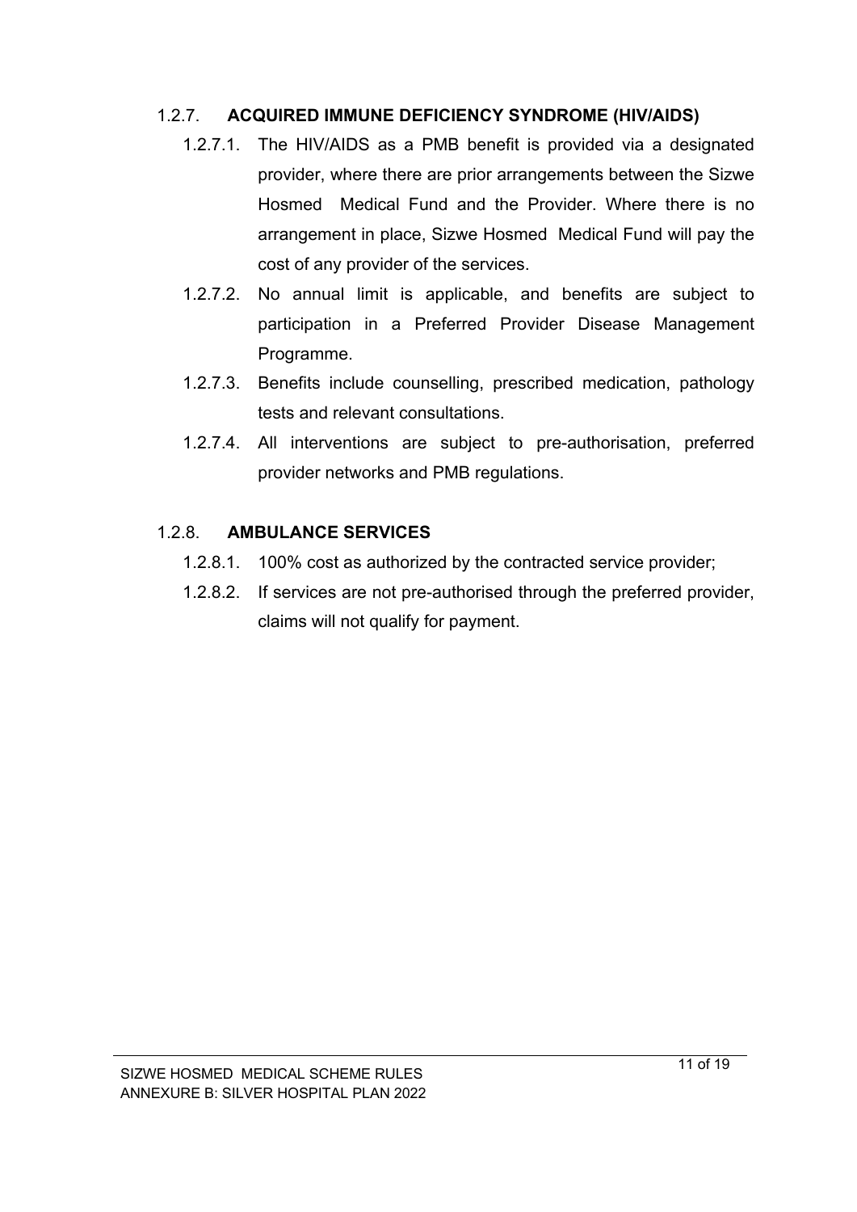### 1.2.7. **ACQUIRED IMMUNE DEFICIENCY SYNDROME (HIV/AIDS)**

1.2.7.1. The HIV/AIDS as a PMB benefit is provided via a designated provider, where there are prior arrangements between the Sizwe Hosmed Medical Fund and the Provider. Where there is no arrangement in place, Sizwe Hosmed Medical Fund will pay the cost of any provider of the services.

1.2.7.2. No annual limit is applicable, and benefits are subject to participation in a Preferred Provider Disease Management Programme.

1.2.7.3. Benefits include counselling, prescribed medication, pathology tests and relevant consultations.

1.2.7.4. All interventions are subject to pre-authorisation, preferred provider networks and PMB regulations.

### 1.2.8. **AMBULANCE SERVICES**

1.2.8.1. 100% cost as authorized by the contracted service provider;

1.2.8.2. If services are not pre-authorised through the preferred provider, claims will not qualify for payment.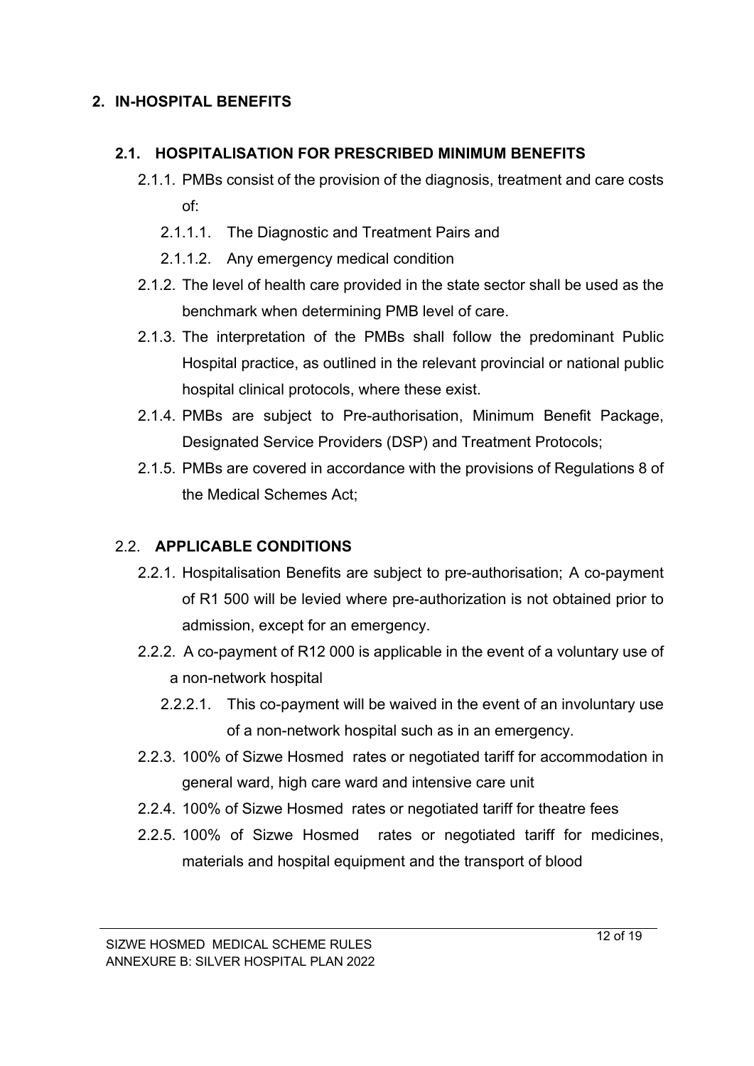## 2. IN-HOSPITAL BENEFITS

### 2.1. HOSPITALISATION FOR PRESCRIBED MINIMUM BENEFITS

2.1.1. PMBs consist of the provision of the diagnosis, treatment and care costs of:

2.1.1.1. The Diagnostic and Treatment Pairs and

2.1.1.2. Any emergency medical condition

2.1.2. The level of health care provided in the state sector shall be used as the benchmark when determining PMB level of care.

2.1.3. The interpretation of the PMBs shall follow the predominant Public Hospital practice, as outlined in the relevant provincial or national public hospital clinical protocols, where these exist.

2.1.4. PMBs are subject to Pre-authorisation, Minimum Benefit Package, Designated Service Providers (DSP) and Treatment Protocols;

2.1.5. PMBs are covered in accordance with the provisions of Regulations 8 of the Medical Schemes Act;

### 2.2. APPLICABLE CONDITIONS

2.2.1. Hospitalisation Benefits are subject to pre-authorisation; A co-payment of R1 500 will be levied where pre-authorization is not obtained prior to admission, except for an emergency.

2.2.2. A co-payment of R12 000 is applicable in the event of a voluntary use of a non-network hospital

2.2.2.1. This co-payment will be waived in the event of an involuntary use of a non-network hospital such as in an emergency.

2.2.3. 100% of Sizwe Hosmed rates or negotiated tariff for accommodation in general ward, high care ward and intensive care unit

2.2.4. 100% of Sizwe Hosmed rates or negotiated tariff for theatre fees

2.2.5. 100% of Sizwe Hosmed rates or negotiated tariff for medicines, materials and hospital equipment and the transport of blood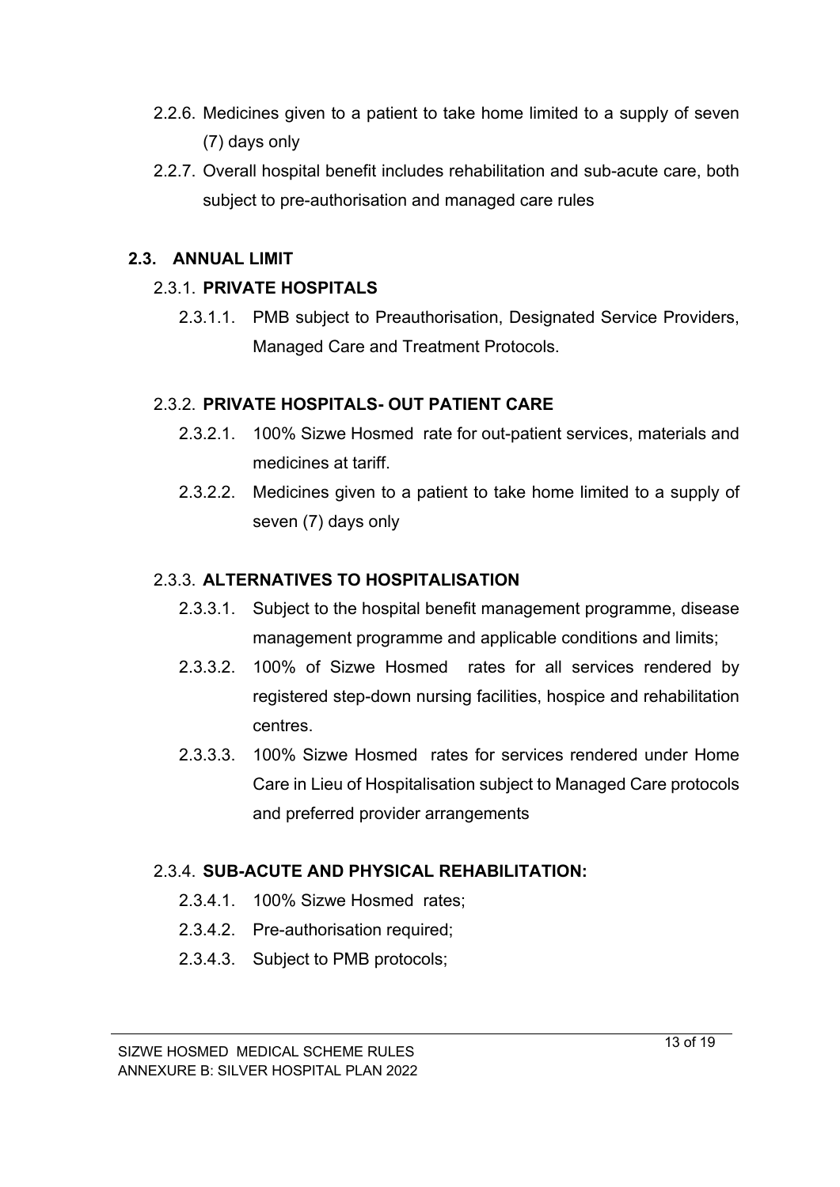2.2.6. Medicines given to a patient to take home limited to a supply of seven (7) days only

2.2.7. Overall hospital benefit includes rehabilitation and sub-acute care, both subject to pre-authorisation and managed care rules

## 2.3. ANNUAL LIMIT

### 2.3.1. PRIVATE HOSPITALS

2.3.1.1. PMB subject to Preauthorisation, Designated Service Providers, Managed Care and Treatment Protocols.

### 2.3.2. PRIVATE HOSPITALS- OUT PATIENT CARE

2.3.2.1. 100% Sizwe Hosmed rate for out-patient services, materials and medicines at tariff.

2.3.2.2. Medicines given to a patient to take home limited to a supply of seven (7) days only

### 2.3.3. ALTERNATIVES TO HOSPITALISATION

2.3.3.1. Subject to the hospital benefit management programme, disease management programme and applicable conditions and limits;

2.3.3.2. 100% of Sizwe Hosmed rates for all services rendered by registered step-down nursing facilities, hospice and rehabilitation centres.

2.3.3.3. 100% Sizwe Hosmed rates for services rendered under Home Care in Lieu of Hospitalisation subject to Managed Care protocols and preferred provider arrangements

### 2.3.4. SUB-ACUTE AND PHYSICAL REHABILITATION:

2.3.4.1. 100% Sizwe Hosmed rates;

2.3.4.2. Pre-authorisation required;

2.3.4.3. Subject to PMB protocols;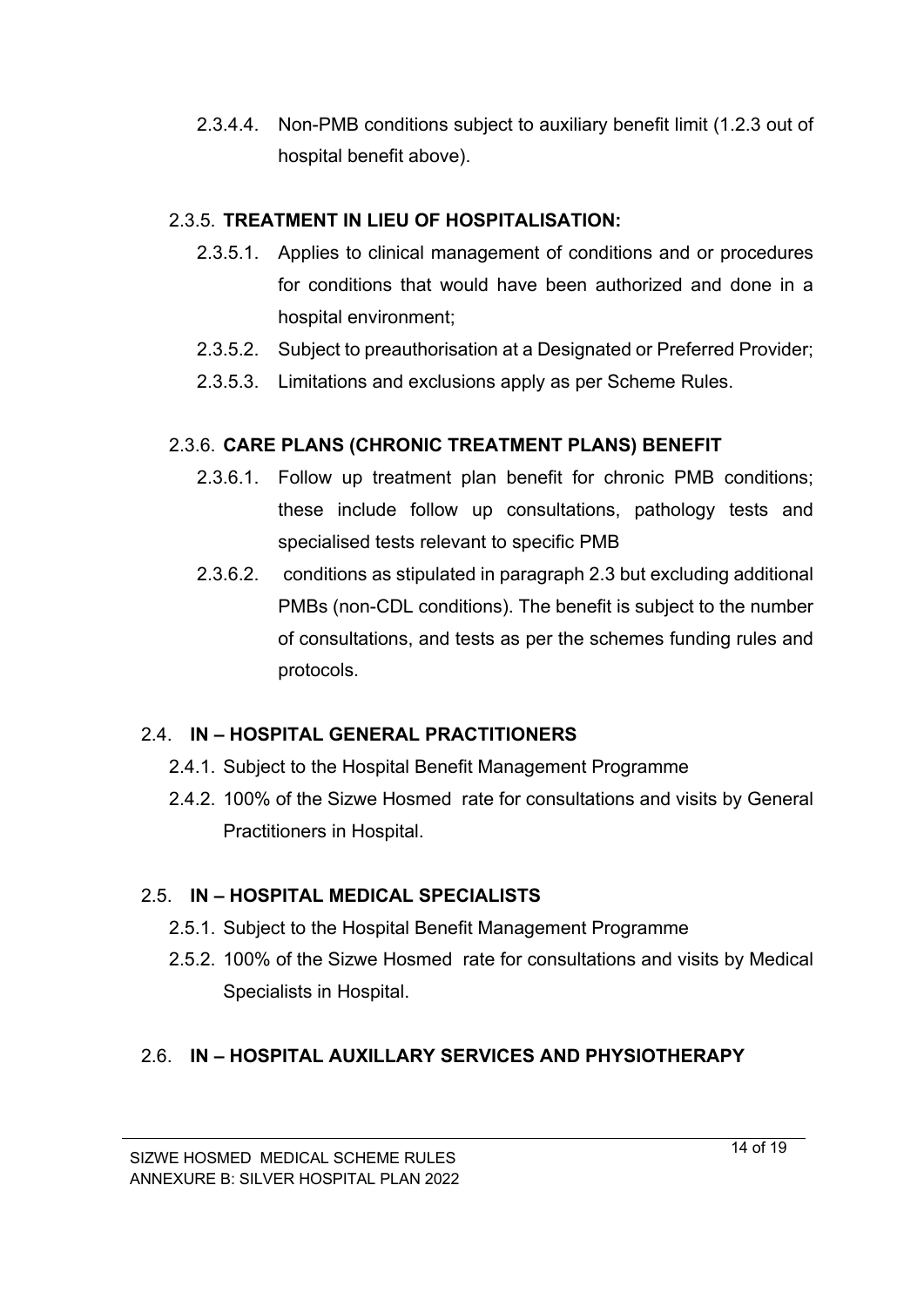2.3.4.4. Non-PMB conditions subject to auxiliary benefit limit (1.2.3 out of hospital benefit above).

### 2.3.5. TREATMENT IN LIEU OF HOSPITALISATION:

2.3.5.1. Applies to clinical management of conditions and or procedures for conditions that would have been authorized and done in a hospital environment;

2.3.5.2. Subject to preauthorisation at a Designated or Preferred Provider;

2.3.5.3. Limitations and exclusions apply as per Scheme Rules.

### 2.3.6. CARE PLANS (CHRONIC TREATMENT PLANS) BENEFIT

2.3.6.1. Follow up treatment plan benefit for chronic PMB conditions; these include follow up consultations, pathology tests and specialised tests relevant to specific PMB

2.3.6.2. conditions as stipulated in paragraph 2.3 but excluding additional PMBs (non-CDL conditions). The benefit is subject to the number of consultations, and tests as per the schemes funding rules and protocols.

## 2.4. IN – HOSPITAL GENERAL PRACTITIONERS

2.4.1. Subject to the Hospital Benefit Management Programme

2.4.2. 100% of the Sizwe Hosmed rate for consultations and visits by General Practitioners in Hospital.

## 2.5. IN – HOSPITAL MEDICAL SPECIALISTS

2.5.1. Subject to the Hospital Benefit Management Programme

2.5.2. 100% of the Sizwe Hosmed rate for consultations and visits by Medical Specialists in Hospital.

## 2.6. IN – HOSPITAL AUXILLARY SERVICES AND PHYSIOTHERAPY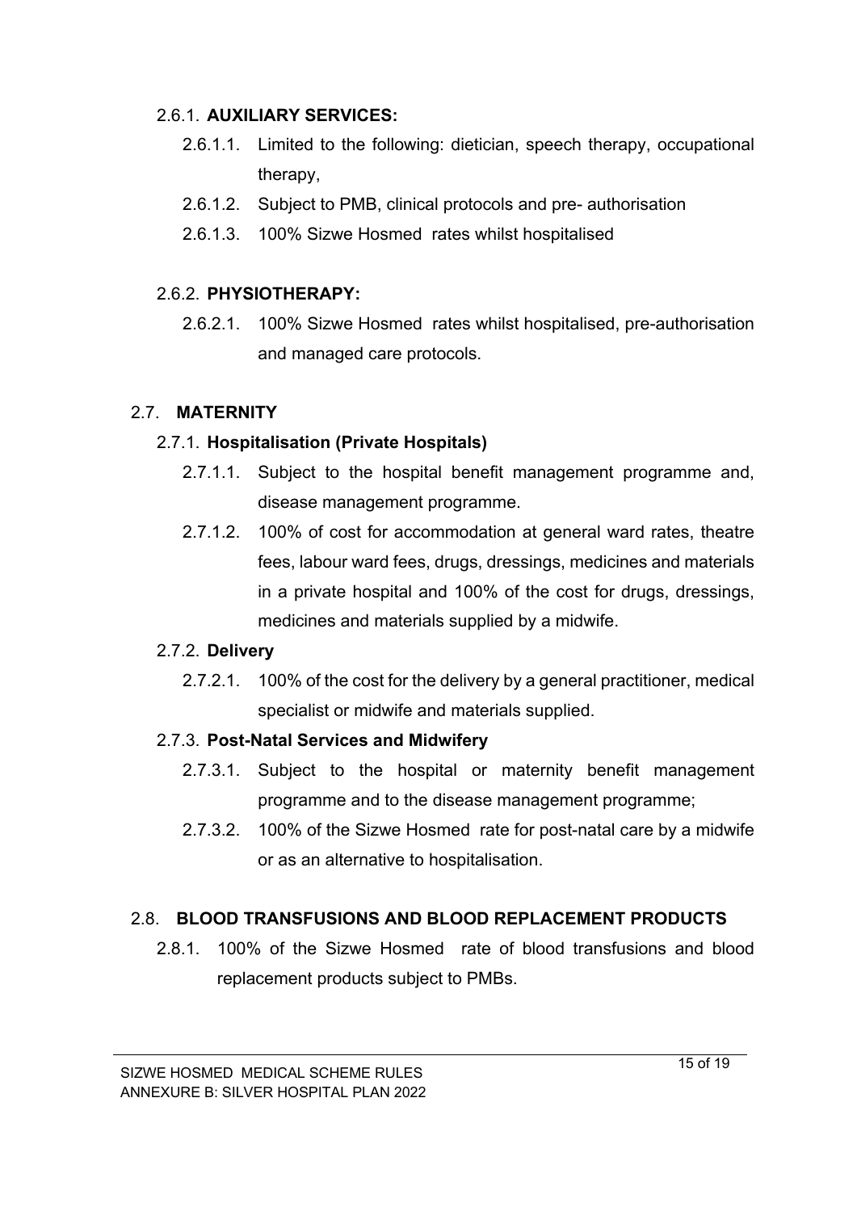### 2.6.1. **AUXILIARY SERVICES:**

- 2.6.1.1. Limited to the following: dietician, speech therapy, occupational therapy,
- 2.6.1.2. Subject to PMB, clinical protocols and pre- authorisation
- 2.6.1.3. 100% Sizwe Hosmed rates whilst hospitalised

### 2.6.2. **PHYSIOTHERAPY:**

- 2.6.2.1. 100% Sizwe Hosmed rates whilst hospitalised, pre-authorisation and managed care protocols.

## 2.7. **MATERNITY**

### 2.7.1. **Hospitalisation (Private Hospitals)**

- 2.7.1.1. Subject to the hospital benefit management programme and, disease management programme.
- 2.7.1.2. 100% of cost for accommodation at general ward rates, theatre fees, labour ward fees, drugs, dressings, medicines and materials in a private hospital and 100% of the cost for drugs, dressings, medicines and materials supplied by a midwife.

### 2.7.2. **Delivery**

- 2.7.2.1. 100% of the cost for the delivery by a general practitioner, medical specialist or midwife and materials supplied.

### 2.7.3. **Post-Natal Services and Midwifery**

- 2.7.3.1. Subject to the hospital or maternity benefit management programme and to the disease management programme;
- 2.7.3.2. 100% of the Sizwe Hosmed rate for post-natal care by a midwife or as an alternative to hospitalisation.

## 2.8. **BLOOD TRANSFUSIONS AND BLOOD REPLACEMENT PRODUCTS**

- 2.8.1. 100% of the Sizwe Hosmed rate of blood transfusions and blood replacement products subject to PMBs.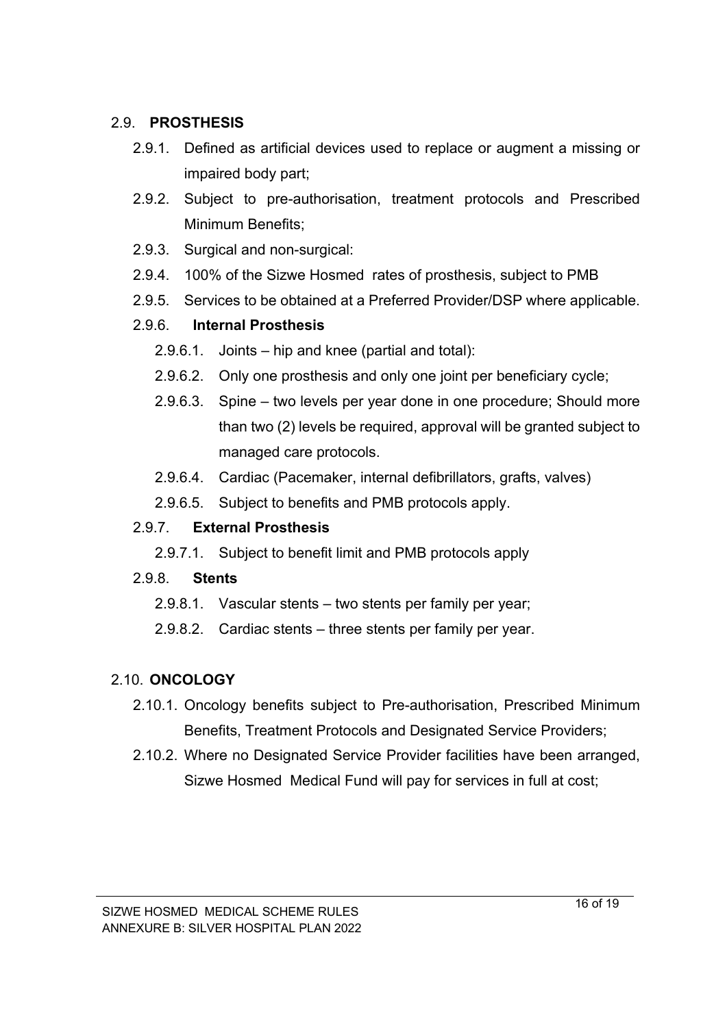## 2.9. **PROSTHESIS**

2.9.1. Defined as artificial devices used to replace or augment a missing or impaired body part;

2.9.2. Subject to pre-authorisation, treatment protocols and Prescribed Minimum Benefits;

2.9.3. Surgical and non-surgical:

2.9.4. 100% of the Sizwe Hosmed rates of prosthesis, subject to PMB

2.9.5. Services to be obtained at a Preferred Provider/DSP where applicable.

### 2.9.6. **Internal Prosthesis**

2.9.6.1. Joints – hip and knee (partial and total):

2.9.6.2. Only one prosthesis and only one joint per beneficiary cycle;

2.9.6.3. Spine – two levels per year done in one procedure; Should more than two (2) levels be required, approval will be granted subject to managed care protocols.

2.9.6.4. Cardiac (Pacemaker, internal defibrillators, grafts, valves)

2.9.6.5. Subject to benefits and PMB protocols apply.

### 2.9.7. **External Prosthesis**

2.9.7.1. Subject to benefit limit and PMB protocols apply

### 2.9.8. **Stents**

2.9.8.1. Vascular stents – two stents per family per year;

2.9.8.2. Cardiac stents – three stents per family per year.

## 2.10. **ONCOLOGY**

2.10.1. Oncology benefits subject to Pre-authorisation, Prescribed Minimum Benefits, Treatment Protocols and Designated Service Providers;

2.10.2. Where no Designated Service Provider facilities have been arranged, Sizwe Hosmed Medical Fund will pay for services in full at cost;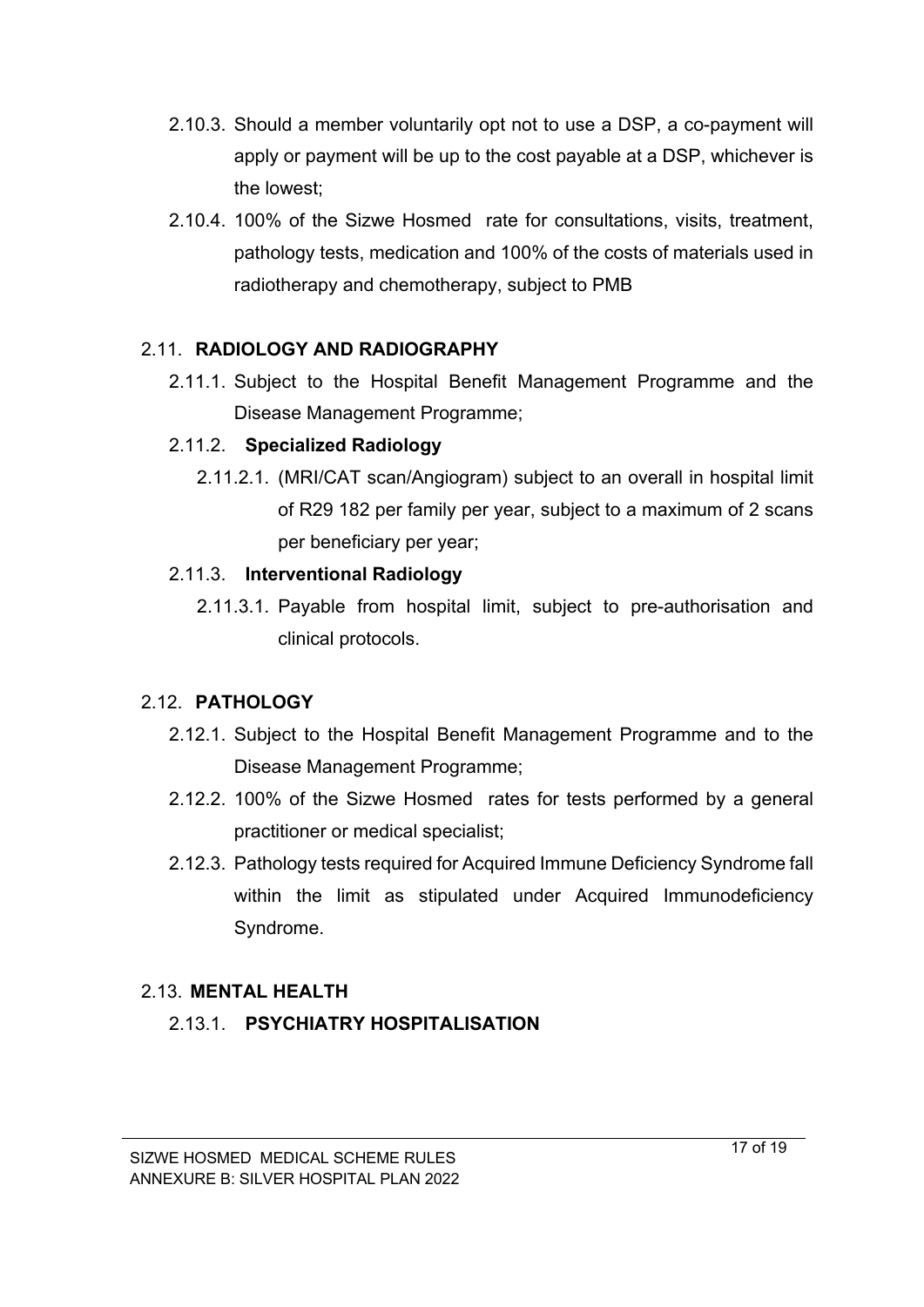2.10.3. Should a member voluntarily opt not to use a DSP, a co-payment will apply or payment will be up to the cost payable at a DSP, whichever is the lowest;

2.10.4. 100% of the Sizwe Hosmed rate for consultations, visits, treatment, pathology tests, medication and 100% of the costs of materials used in radiotherapy and chemotherapy, subject to PMB

## 2.11. RADIOLOGY AND RADIOGRAPHY

2.11.1. Subject to the Hospital Benefit Management Programme and the Disease Management Programme;

### 2.11.2. Specialized Radiology

2.11.2.1. (MRI/CAT scan/Angiogram) subject to an overall in hospital limit of R29 182 per family per year, subject to a maximum of 2 scans per beneficiary per year;

### 2.11.3. Interventional Radiology

2.11.3.1. Payable from hospital limit, subject to pre-authorisation and clinical protocols.

## 2.12. PATHOLOGY

2.12.1. Subject to the Hospital Benefit Management Programme and to the Disease Management Programme;

2.12.2. 100% of the Sizwe Hosmed rates for tests performed by a general practitioner or medical specialist;

2.12.3. Pathology tests required for Acquired Immune Deficiency Syndrome fall within the limit as stipulated under Acquired Immunodeficiency Syndrome.

## 2.13. MENTAL HEALTH

### 2.13.1. PSYCHIATRY HOSPITALISATION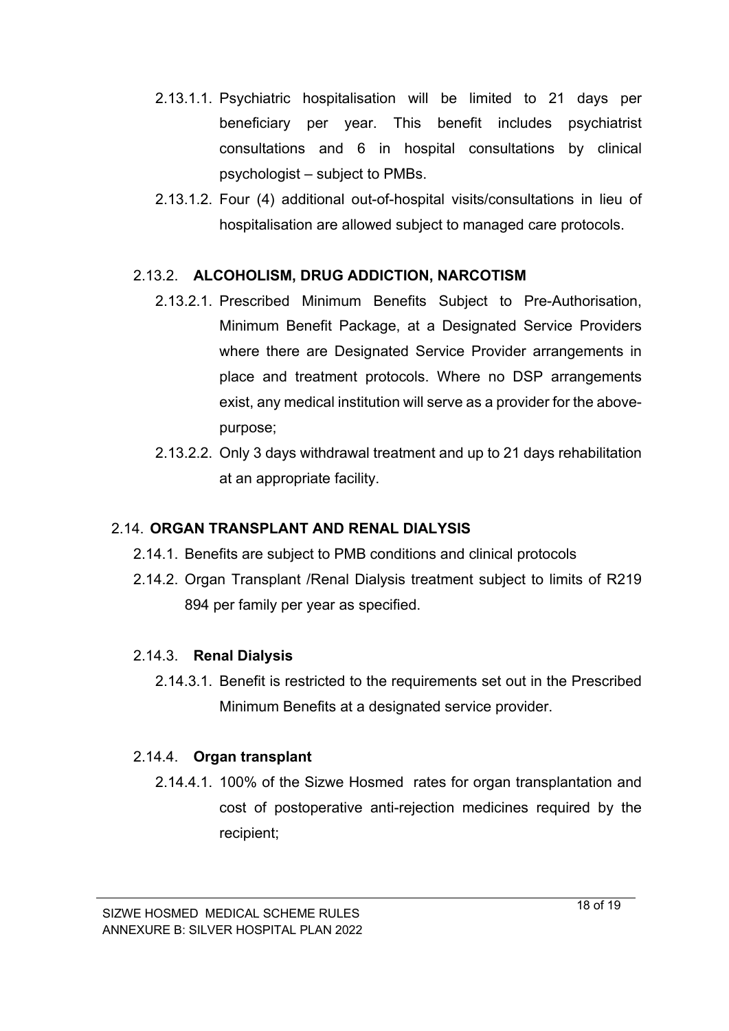2.13.1.1. Psychiatric hospitalisation will be limited to 21 days per beneficiary per year. This benefit includes psychiatrist consultations and 6 in hospital consultations by clinical psychologist – subject to PMBs.

2.13.1.2. Four (4) additional out-of-hospital visits/consultations in lieu of hospitalisation are allowed subject to managed care protocols.

2.13.2. **ALCOHOLISM, DRUG ADDICTION, NARCOTISM**

2.13.2.1. Prescribed Minimum Benefits Subject to Pre-Authorisation, Minimum Benefit Package, at a Designated Service Providers where there are Designated Service Provider arrangements in place and treatment protocols. Where no DSP arrangements exist, any medical institution will serve as a provider for the above-purpose;

2.13.2.2. Only 3 days withdrawal treatment and up to 21 days rehabilitation at an appropriate facility.

2.14. **ORGAN TRANSPLANT AND RENAL DIALYSIS**

2.14.1. Benefits are subject to PMB conditions and clinical protocols

2.14.2. Organ Transplant /Renal Dialysis treatment subject to limits of R219 894 per family per year as specified.

2.14.3. **Renal Dialysis**

2.14.3.1. Benefit is restricted to the requirements set out in the Prescribed Minimum Benefits at a designated service provider.

2.14.4. **Organ transplant**

2.14.4.1. 100% of the Sizwe Hosmed rates for organ transplantation and cost of postoperative anti-rejection medicines required by the recipient;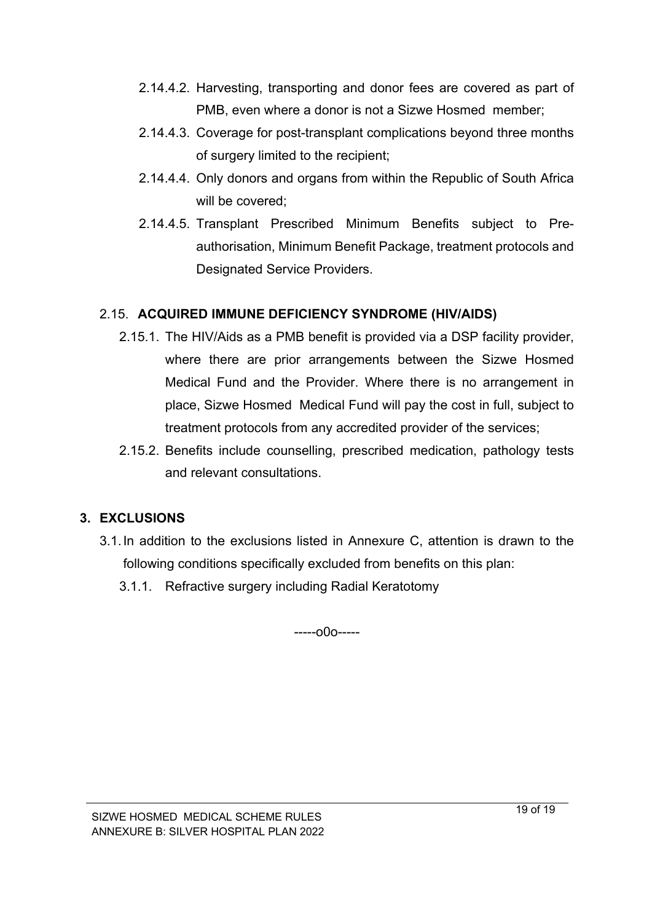2.14.4.2. Harvesting, transporting and donor fees are covered as part of PMB, even where a donor is not a Sizwe Hosmed member;

2.14.4.3. Coverage for post-transplant complications beyond three months of surgery limited to the recipient;

2.14.4.4. Only donors and organs from within the Republic of South Africa will be covered;

2.14.4.5. Transplant Prescribed Minimum Benefits subject to Pre-authorisation, Minimum Benefit Package, treatment protocols and Designated Service Providers.

2.15. **ACQUIRED IMMUNE DEFICIENCY SYNDROME (HIV/AIDS)**

2.15.1. The HIV/Aids as a PMB benefit is provided via a DSP facility provider, where there are prior arrangements between the Sizwe Hosmed Medical Fund and the Provider. Where there is no arrangement in place, Sizwe Hosmed Medical Fund will pay the cost in full, subject to treatment protocols from any accredited provider of the services;

2.15.2. Benefits include counselling, prescribed medication, pathology tests and relevant consultations.

## 3. EXCLUSIONS

3.1. In addition to the exclusions listed in Annexure C, attention is drawn to the following conditions specifically excluded from benefits on this plan:

3.1.1. Refractive surgery including Radial Keratotomy

-----o0o-----